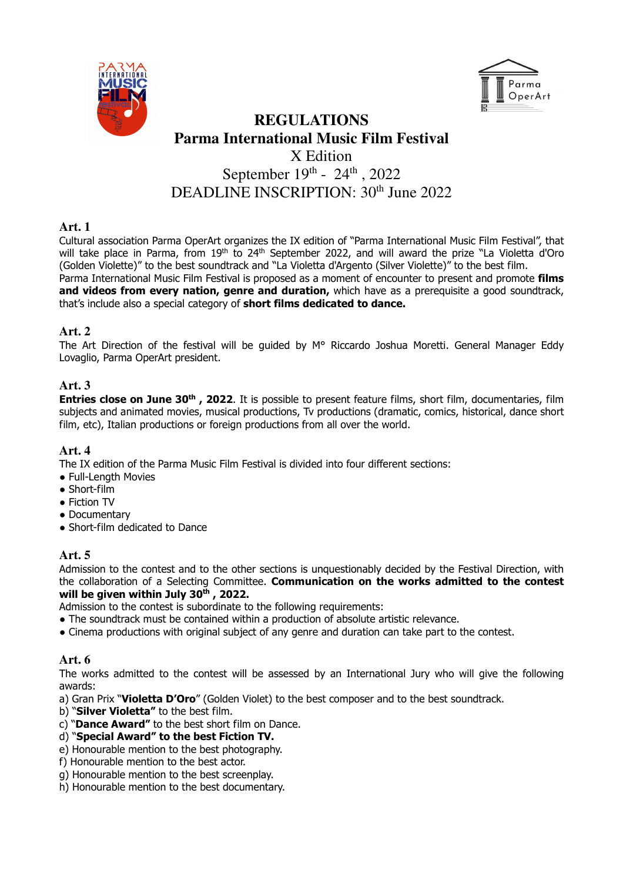# REGULATIONS
# Parma International Music Film Festival

X Edition

September 19th - 24th, 2022

DEADLINE INSCRIPTION: 30th June 2022

### Art. 1

Cultural association Parma OperArt organizes the IX edition of "Parma International Music Film Festival", that will take place in Parma, from 19th to 24th September 2022, and will award the prize "La Violetta d'Oro (Golden Violette)" to the best soundtrack and "La Violetta d'Argento (Silver Violette)" to the best film.
Parma International Music Film Festival is proposed as a moment of encounter to present and promote **films and videos from every nation, genre and duration,** which have as a prerequisite a good soundtrack, that's include also a special category of **short films dedicated to dance.**

### Art. 2

The Art Direction of the festival will be guided by M° Riccardo Joshua Moretti. General Manager Eddy Lovaglio, Parma OperArt president.

### Art. 3

**Entries close on June 30th , 2022**. It is possible to present feature films, short film, documentaries, film subjects and animated movies, musical productions, Tv productions (dramatic, comics, historical, dance short film, etc), Italian productions or foreign productions from all over the world.

### Art. 4

The IX edition of the Parma Music Film Festival is divided into four different sections:

- Full-Length Movies
- Short-film
- Fiction TV
- Documentary
- Short-film dedicated to Dance

### Art. 5

Admission to the contest and to the other sections is unquestionably decided by the Festival Direction, with the collaboration of a Selecting Committee. **Communication on the works admitted to the contest will be given within July 30th , 2022.**
Admission to the contest is subordinate to the following requirements:

- The soundtrack must be contained within a production of absolute artistic relevance.
- Cinema productions with original subject of any genre and duration can take part to the contest.

### Art. 6

The works admitted to the contest will be assessed by an International Jury who will give the following awards:

a) Gran Prix "**Violetta D'Oro**" (Golden Violet) to the best composer and to the best soundtrack.
b) "**Silver Violetta"** to the best film.
c) "**Dance Award"** to the best short film on Dance.
d) "**Special Award" to the best Fiction TV.**
e) Honourable mention to the best photography.
f) Honourable mention to the best actor.
g) Honourable mention to the best screenplay.
h) Honourable mention to the best documentary.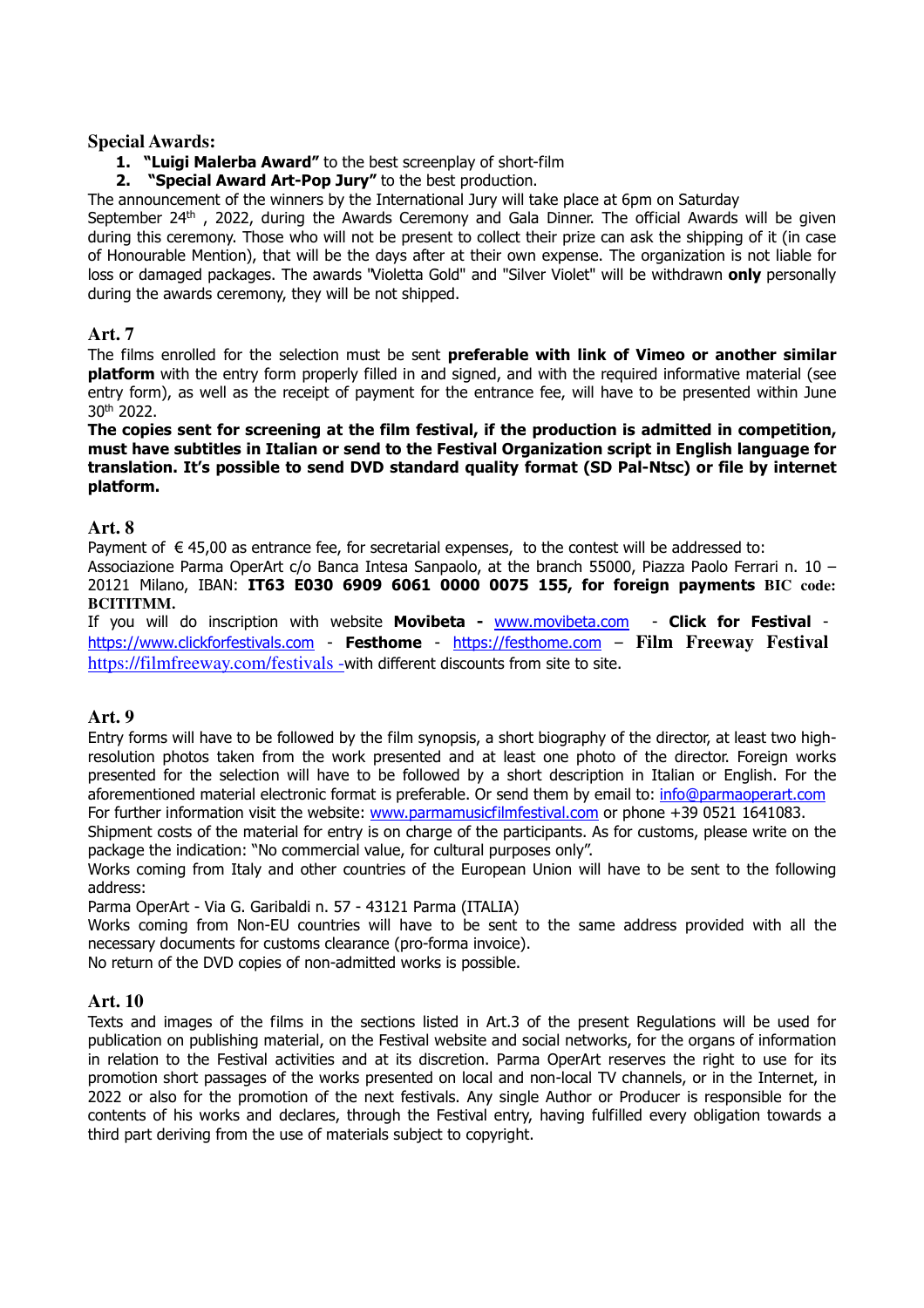**Special Awards:**

1. **"Luigi Malerba Award"** to the best screenplay of short-film
2. **"Special Award Art-Pop Jury"** to the best production.

The announcement of the winners by the International Jury will take place at 6pm on Saturday September 24th , 2022, during the Awards Ceremony and Gala Dinner. The official Awards will be given during this ceremony. Those who will not be present to collect their prize can ask the shipping of it (in case of Honourable Mention), that will be the days after at their own expense. The organization is not liable for loss or damaged packages. The awards "Violetta Gold" and "Silver Violet" will be withdrawn **only** personally during the awards ceremony, they will be not shipped.

## Art. 7

The films enrolled for the selection must be sent **preferable with link of Vimeo or another similar platform** with the entry form properly filled in and signed, and with the required informative material (see entry form), as well as the receipt of payment for the entrance fee, will have to be presented within June 30th 2022.

**The copies sent for screening at the film festival, if the production is admitted in competition, must have subtitles in Italian or send to the Festival Organization script in English language for translation. It's possible to send DVD standard quality format (SD Pal-Ntsc) or file by internet platform.**

## Art. 8

Payment of € 45,00 as entrance fee, for secretarial expenses, to the contest will be addressed to:
Associazione Parma OperArt c/o Banca Intesa Sanpaolo, at the branch 55000, Piazza Paolo Ferrari n. 10 – 20121 Milano, IBAN: **IT63 E030 6909 6061 0000 0075 155, for foreign payments BIC code: BCITITMM.**

If you will do inscription with website **Movibeta -** www.movibeta.com - **Click for Festival** - https://www.clickforfestivals.com - **Festhome** - https://festhome.com – **Film Freeway Festival** https://filmfreeway.com/festivals -with different discounts from site to site.

## Art. 9

Entry forms will have to be followed by the film synopsis, a short biography of the director, at least two high-resolution photos taken from the work presented and at least one photo of the director. Foreign works presented for the selection will have to be followed by a short description in Italian or English. For the aforementioned material electronic format is preferable. Or send them by email to: info@parmaoperart.com
For further information visit the website: www.parmamusicfilmfestival.com or phone +39 0521 1641083.
Shipment costs of the material for entry is on charge of the participants. As for customs, please write on the package the indication: "No commercial value, for cultural purposes only".
Works coming from Italy and other countries of the European Union will have to be sent to the following address:
Parma OperArt - Via G. Garibaldi n. 57 - 43121 Parma (ITALIA)
Works coming from Non-EU countries will have to be sent to the same address provided with all the necessary documents for customs clearance (pro-forma invoice).
No return of the DVD copies of non-admitted works is possible.

## Art. 10

Texts and images of the films in the sections listed in Art.3 of the present Regulations will be used for publication on publishing material, on the Festival website and social networks, for the organs of information in relation to the Festival activities and at its discretion. Parma OperArt reserves the right to use for its promotion short passages of the works presented on local and non-local TV channels, or in the Internet, in 2022 or also for the promotion of the next festivals. Any single Author or Producer is responsible for the contents of his works and declares, through the Festival entry, having fulfilled every obligation towards a third part deriving from the use of materials subject to copyright.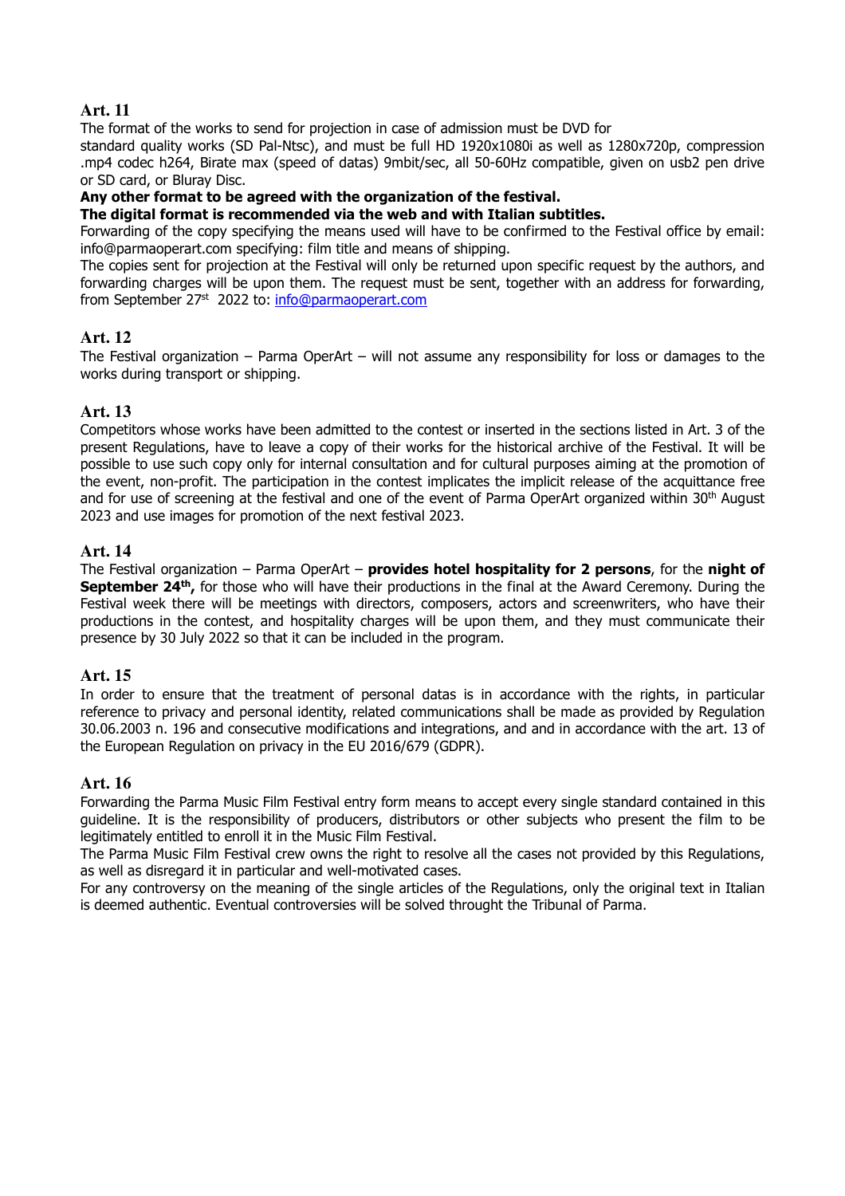## Art. 11

The format of the works to send for projection in case of admission must be DVD for standard quality works (SD Pal-Ntsc), and must be full HD 1920x1080i as well as 1280x720p, compression .mp4 codec h264, Birate max (speed of datas) 9mbit/sec, all 50-60Hz compatible, given on usb2 pen drive or SD card, or Bluray Disc.

**Any other format to be agreed with the organization of the festival.**

**The digital format is recommended via the web and with Italian subtitles.**

Forwarding of the copy specifying the means used will have to be confirmed to the Festival office by email: info@parmaoperart.com specifying: film title and means of shipping.

The copies sent for projection at the Festival will only be returned upon specific request by the authors, and forwarding charges will be upon them. The request must be sent, together with an address for forwarding, from September 27st 2022 to: info@parmaoperart.com

## Art. 12

The Festival organization – Parma OperArt – will not assume any responsibility for loss or damages to the works during transport or shipping.

## Art. 13

Competitors whose works have been admitted to the contest or inserted in the sections listed in Art. 3 of the present Regulations, have to leave a copy of their works for the historical archive of the Festival. It will be possible to use such copy only for internal consultation and for cultural purposes aiming at the promotion of the event, non-profit. The participation in the contest implicates the implicit release of the acquittance free and for use of screening at the festival and one of the event of Parma OperArt organized within 30th August 2023 and use images for promotion of the next festival 2023.

## Art. 14

The Festival organization – Parma OperArt – **provides hotel hospitality for 2 persons**, for the **night of September 24th,** for those who will have their productions in the final at the Award Ceremony. During the Festival week there will be meetings with directors, composers, actors and screenwriters, who have their productions in the contest, and hospitality charges will be upon them, and they must communicate their presence by 30 July 2022 so that it can be included in the program.

## Art. 15

In order to ensure that the treatment of personal datas is in accordance with the rights, in particular reference to privacy and personal identity, related communications shall be made as provided by Regulation 30.06.2003 n. 196 and consecutive modifications and integrations, and and in accordance with the art. 13 of the European Regulation on privacy in the EU 2016/679 (GDPR).

## Art. 16

Forwarding the Parma Music Film Festival entry form means to accept every single standard contained in this guideline. It is the responsibility of producers, distributors or other subjects who present the film to be legitimately entitled to enroll it in the Music Film Festival.

The Parma Music Film Festival crew owns the right to resolve all the cases not provided by this Regulations, as well as disregard it in particular and well-motivated cases.

For any controversy on the meaning of the single articles of the Regulations, only the original text in Italian is deemed authentic. Eventual controversies will be solved throught the Tribunal of Parma.